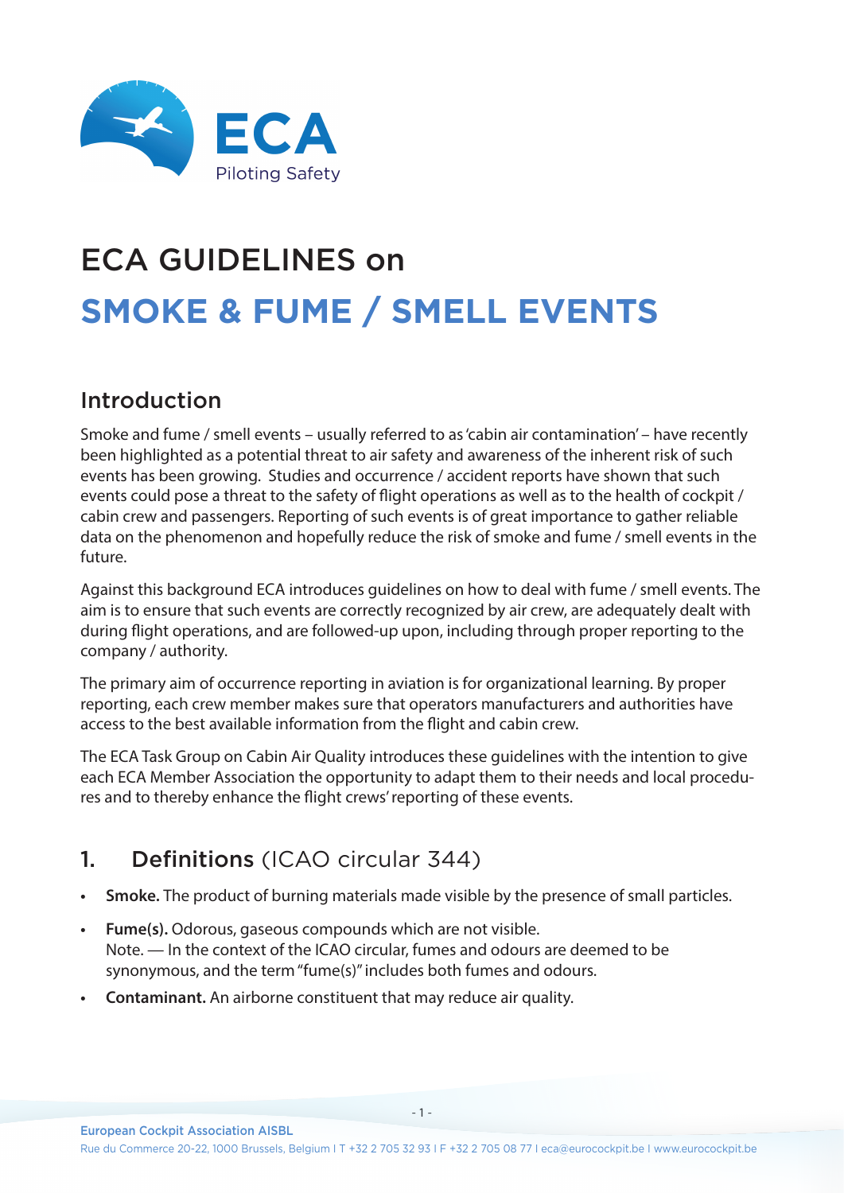ECA
Piloting Safety

# ECA GUIDELINES on

# SMOKE & FUME / SMELL EVENTS

## Introduction

Smoke and fume / smell events – usually referred to as 'cabin air contamination' – have recently been highlighted as a potential threat to air safety and awareness of the inherent risk of such events has been growing. Studies and occurrence / accident reports have shown that such events could pose a threat to the safety of flight operations as well as to the health of cockpit / cabin crew and passengers. Reporting of such events is of great importance to gather reliable data on the phenomenon and hopefully reduce the risk of smoke and fume / smell events in the future.

Against this background ECA introduces guidelines on how to deal with fume / smell events. The aim is to ensure that such events are correctly recognized by air crew, are adequately dealt with during flight operations, and are followed-up upon, including through proper reporting to the company / authority.

The primary aim of occurrence reporting in aviation is for organizational learning. By proper reporting, each crew member makes sure that operators manufacturers and authorities have access to the best available information from the flight and cabin crew.

The ECA Task Group on Cabin Air Quality introduces these guidelines with the intention to give each ECA Member Association the opportunity to adapt them to their needs and local procedures and to thereby enhance the flight crews' reporting of these events.

## 1. Definitions (ICAO circular 344)

- **Smoke.** The product of burning materials made visible by the presence of small particles.
- **Fume(s).** Odorous, gaseous compounds which are not visible.
  Note. — In the context of the ICAO circular, fumes and odours are deemed to be synonymous, and the term "fume(s)" includes both fumes and odours.
- **Contaminant.** An airborne constituent that may reduce air quality.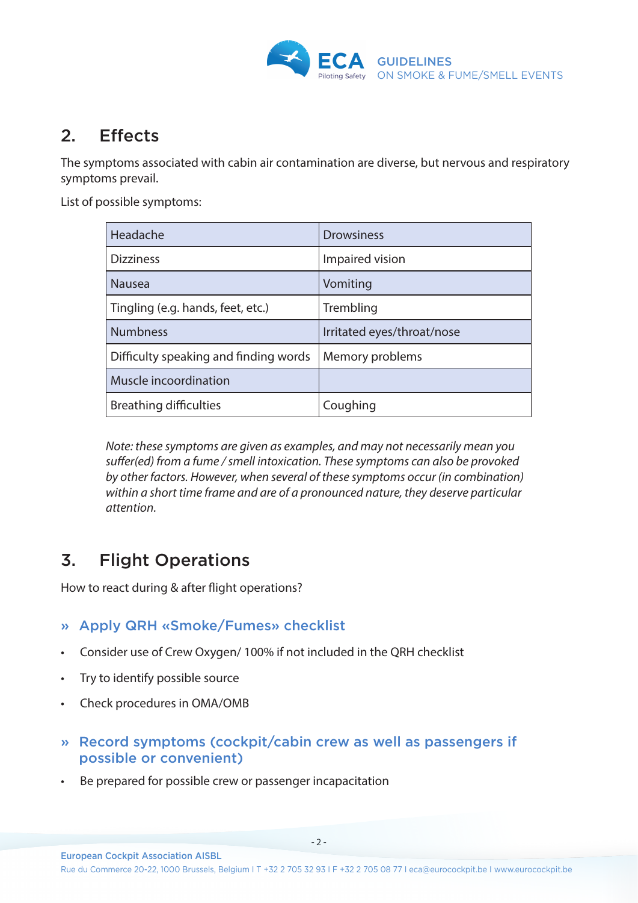## 2. Effects

The symptoms associated with cabin air contamination are diverse, but nervous and respiratory symptoms prevail.

List of possible symptoms:

| | |
|---|---|
| Headache | Drowsiness |
| Dizziness | Impaired vision |
| Nausea | Vomiting |
| Tingling (e.g. hands, feet, etc.) | Trembling |
| Numbness | Irritated eyes/throat/nose |
| Difficulty speaking and finding words | Memory problems |
| Muscle incoordination | |
| Breathing difficulties | Coughing |

*Note: these symptoms are given as examples, and may not necessarily mean you suffer(ed) from a fume / smell intoxication. These symptoms can also be provoked by other factors. However, when several of these symptoms occur (in combination) within a short time frame and are of a pronounced nature, they deserve particular attention.*

## 3. Flight Operations

How to react during & after flight operations?

### » Apply QRH «Smoke/Fumes» checklist

- Consider use of Crew Oxygen/ 100% if not included in the QRH checklist
- Try to identify possible source
- Check procedures in OMA/OMB

### » Record symptoms (cockpit/cabin crew as well as passengers if possible or convenient)

- Be prepared for possible crew or passenger incapacitation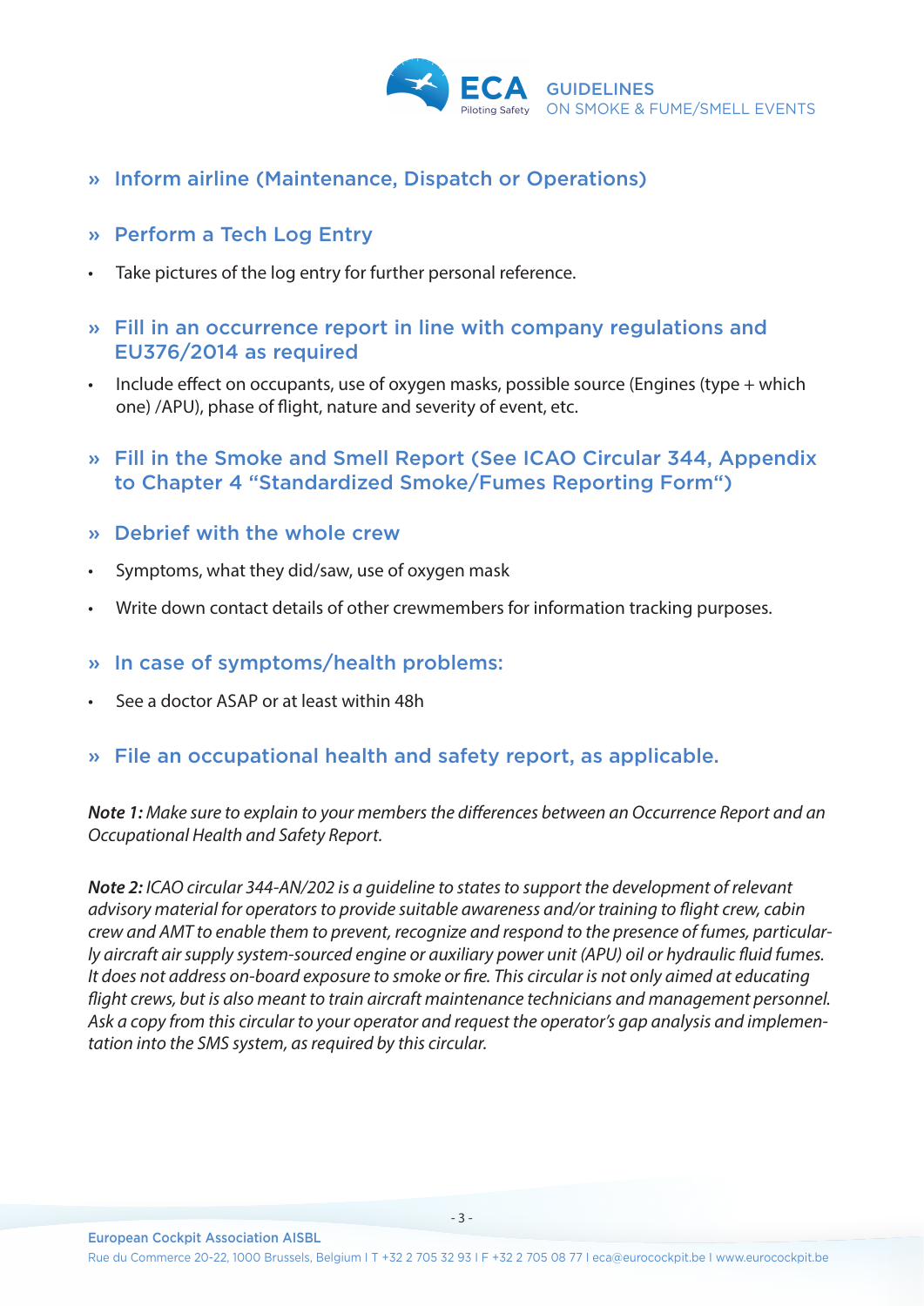## » Inform airline (Maintenance, Dispatch or Operations)

## » Perform a Tech Log Entry

- Take pictures of the log entry for further personal reference.

## » Fill in an occurrence report in line with company regulations and EU376/2014 as required

- Include effect on occupants, use of oxygen masks, possible source (Engines (type + which one) /APU), phase of flight, nature and severity of event, etc.

## » Fill in the Smoke and Smell Report (See ICAO Circular 344, Appendix to Chapter 4 "Standardized Smoke/Fumes Reporting Form")

## » Debrief with the whole crew

- Symptoms, what they did/saw, use of oxygen mask
- Write down contact details of other crewmembers for information tracking purposes.

## » In case of symptoms/health problems:

- See a doctor ASAP or at least within 48h

## » File an occupational health and safety report, as applicable.

***Note 1:*** *Make sure to explain to your members the differences between an Occurrence Report and an Occupational Health and Safety Report.*

***Note 2:*** *ICAO circular 344-AN/202 is a guideline to states to support the development of relevant advisory material for operators to provide suitable awareness and/or training to flight crew, cabin crew and AMT to enable them to prevent, recognize and respond to the presence of fumes, particularly aircraft air supply system-sourced engine or auxiliary power unit (APU) oil or hydraulic fluid fumes. It does not address on-board exposure to smoke or fire. This circular is not only aimed at educating flight crews, but is also meant to train aircraft maintenance technicians and management personnel. Ask a copy from this circular to your operator and request the operator's gap analysis and implementation into the SMS system, as required by this circular.*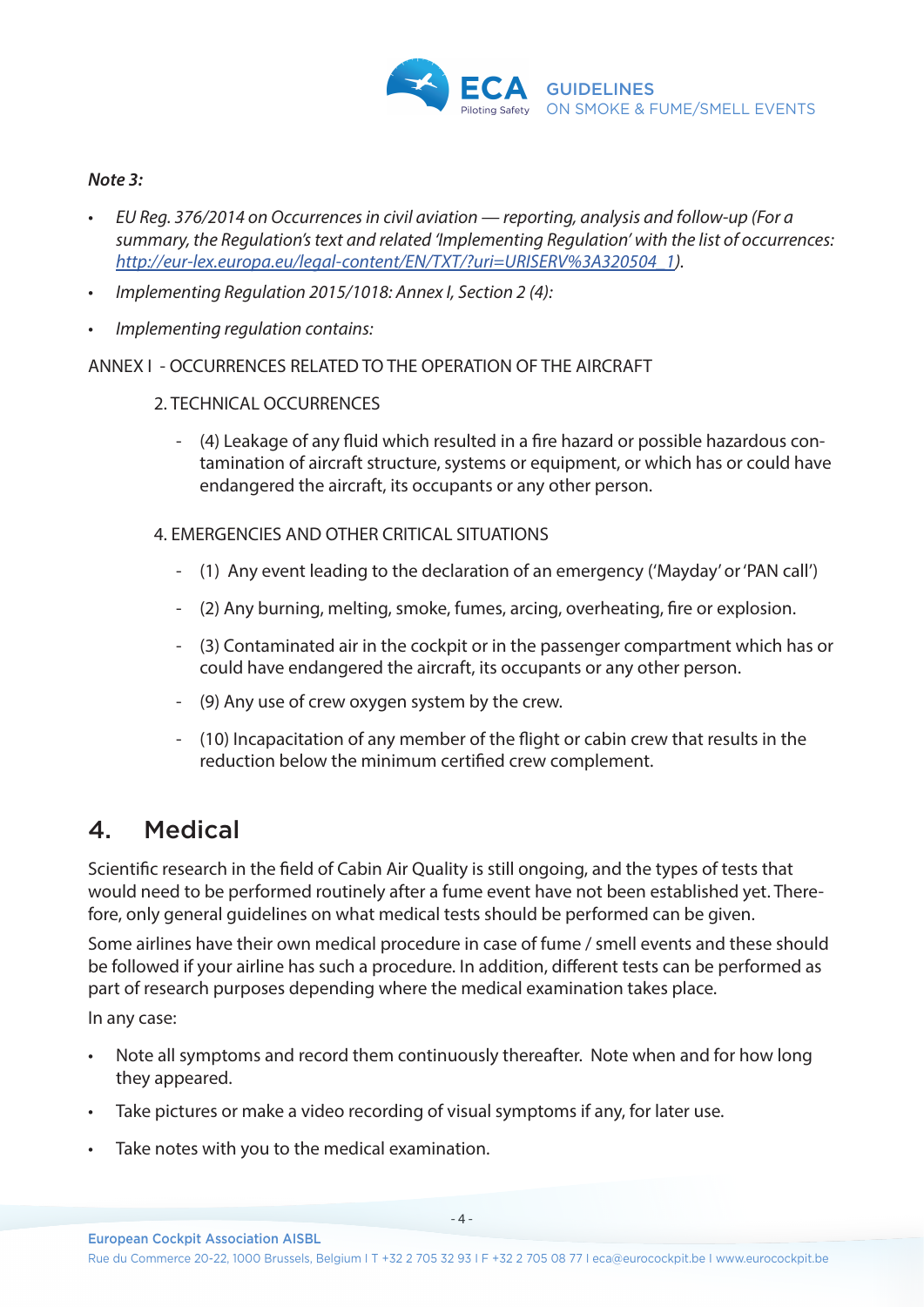***Note 3:***

- *EU Reg. 376/2014 on Occurrences in civil aviation — reporting, analysis and follow-up (For a summary, the Regulation's text and related 'Implementing Regulation' with the list of occurrences: [http://eur-lex.europa.eu/legal-content/EN/TXT/?uri=URISERV%3A320504_1](http://eur-lex.europa.eu/legal-content/EN/TXT/?uri=URISERV%3A320504_1)).*
- *Implementing Regulation 2015/1018: Annex I, Section 2 (4):*
- *Implementing regulation contains:*

ANNEX I - OCCURRENCES RELATED TO THE OPERATION OF THE AIRCRAFT

2. TECHNICAL OCCURRENCES

- (4) Leakage of any fluid which resulted in a fire hazard or possible hazardous contamination of aircraft structure, systems or equipment, or which has or could have endangered the aircraft, its occupants or any other person.

4. EMERGENCIES AND OTHER CRITICAL SITUATIONS

- (1) Any event leading to the declaration of an emergency ('Mayday' or 'PAN call')
- (2) Any burning, melting, smoke, fumes, arcing, overheating, fire or explosion.
- (3) Contaminated air in the cockpit or in the passenger compartment which has or could have endangered the aircraft, its occupants or any other person.
- (9) Any use of crew oxygen system by the crew.
- (10) Incapacitation of any member of the flight or cabin crew that results in the reduction below the minimum certified crew complement.

## 4. Medical

Scientific research in the field of Cabin Air Quality is still ongoing, and the types of tests that would need to be performed routinely after a fume event have not been established yet. Therefore, only general guidelines on what medical tests should be performed can be given.

Some airlines have their own medical procedure in case of fume / smell events and these should be followed if your airline has such a procedure. In addition, different tests can be performed as part of research purposes depending where the medical examination takes place.

In any case:

- Note all symptoms and record them continuously thereafter. Note when and for how long they appeared.
- Take pictures or make a video recording of visual symptoms if any, for later use.
- Take notes with you to the medical examination.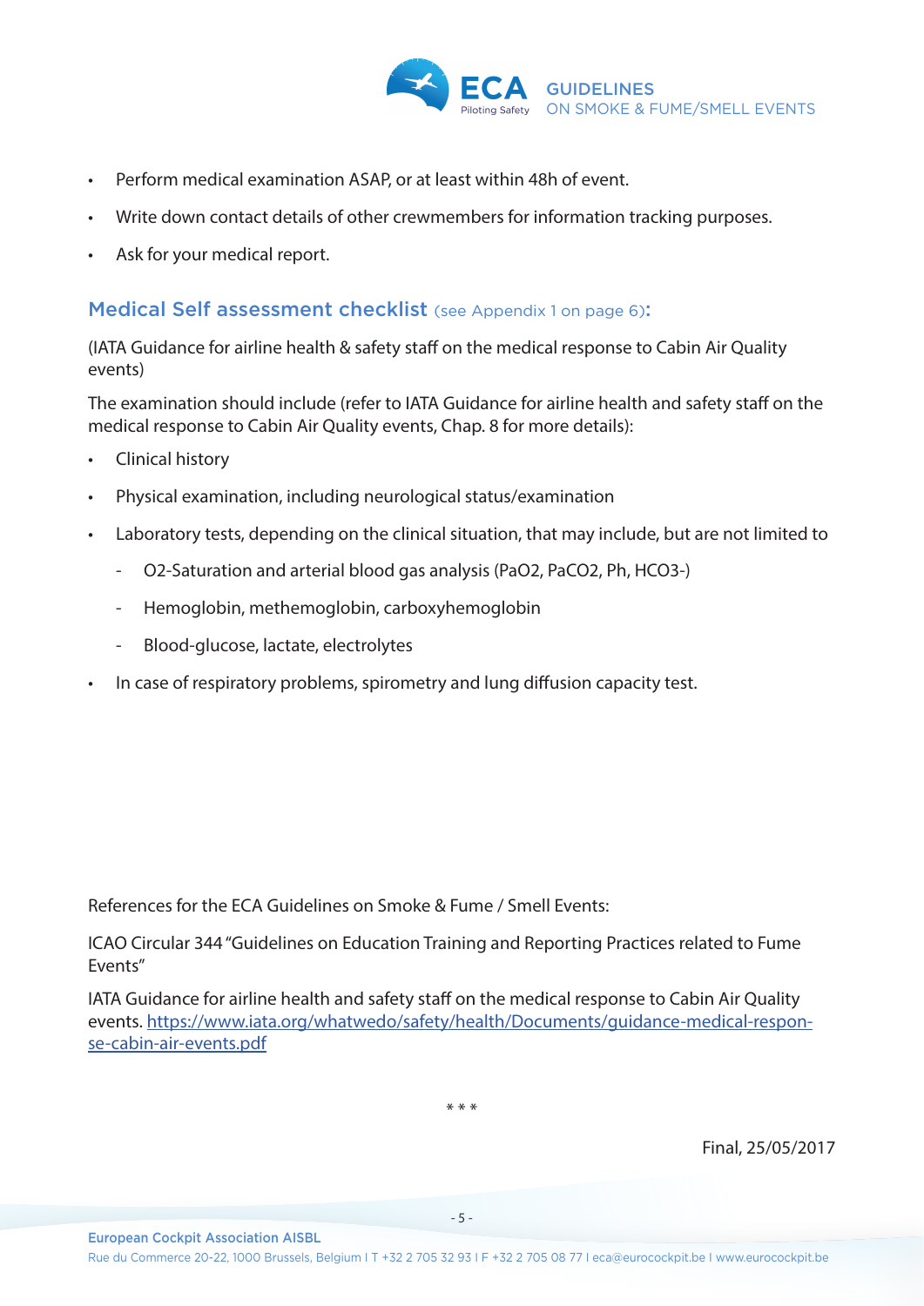- Perform medical examination ASAP, or at least within 48h of event.
- Write down contact details of other crewmembers for information tracking purposes.
- Ask for your medical report.

## Medical Self assessment checklist (see Appendix 1 on page 6):

(IATA Guidance for airline health & safety staff on the medical response to Cabin Air Quality events)

The examination should include (refer to IATA Guidance for airline health and safety staff on the medical response to Cabin Air Quality events, Chap. 8 for more details):

- Clinical history
- Physical examination, including neurological status/examination
- Laboratory tests, depending on the clinical situation, that may include, but are not limited to
  - $O_2$-Saturation and arterial blood gas analysis ($PaO_2$, $PaCO_2$, Ph, $HCO_3^-$)
  - Hemoglobin, methemoglobin, carboxyhemoglobin
  - Blood-glucose, lactate, electrolytes
- In case of respiratory problems, spirometry and lung diffusion capacity test.

References for the ECA Guidelines on Smoke & Fume / Smell Events:

ICAO Circular 344 "Guidelines on Education Training and Reporting Practices related to Fume Events"

IATA Guidance for airline health and safety staff on the medical response to Cabin Air Quality events. https://www.iata.org/whatwedo/safety/health/Documents/guidance-medical-response-cabin-air-events.pdf

\* \* \*

Final, 25/05/2017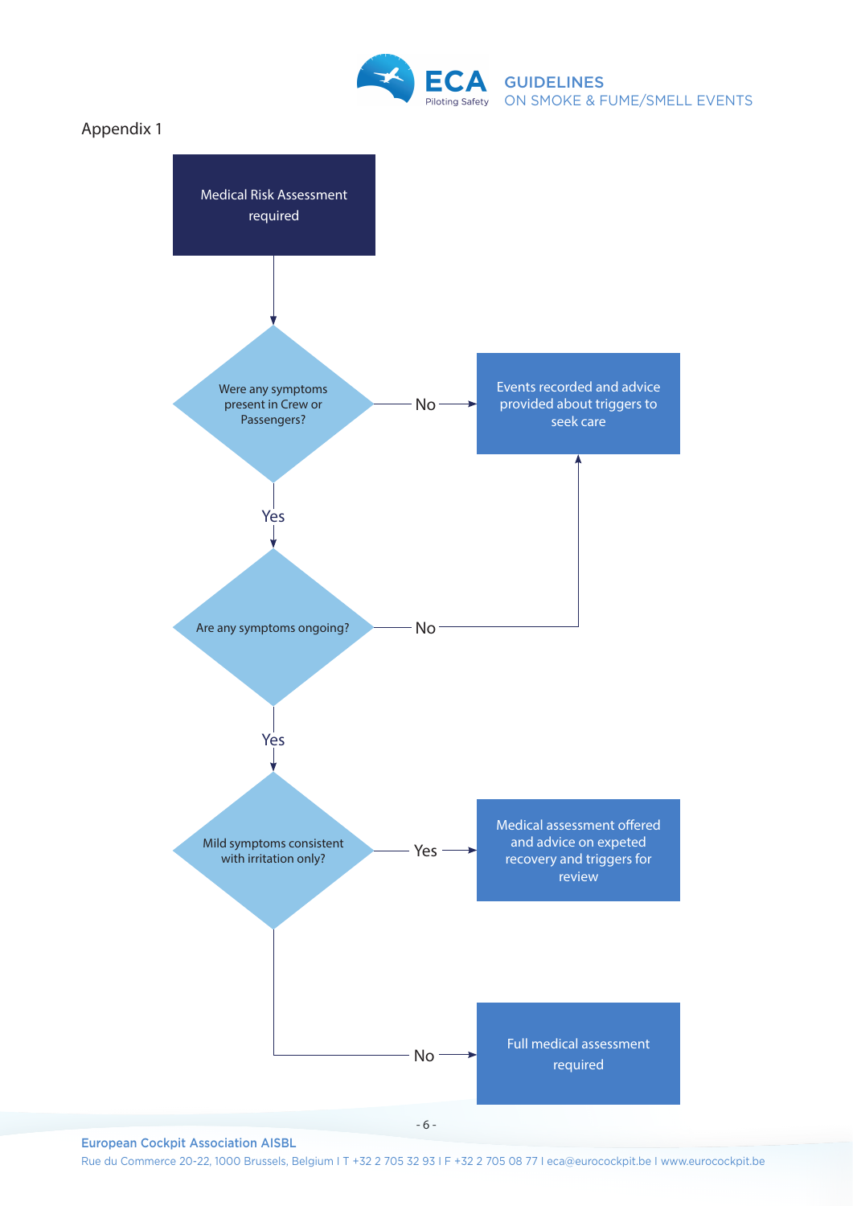Appendix 1

Medical Risk Assessment required

Were any symptoms present in Crew or Passengers?

No

Events recorded and advice provided about triggers to seek care

Yes

Are any symptoms ongoing?

No

Yes

Mild symptoms consistent with irritation only?

Yes

Medical assessment offered and advice on expeted recovery and triggers for review

No

Full medical assessment required